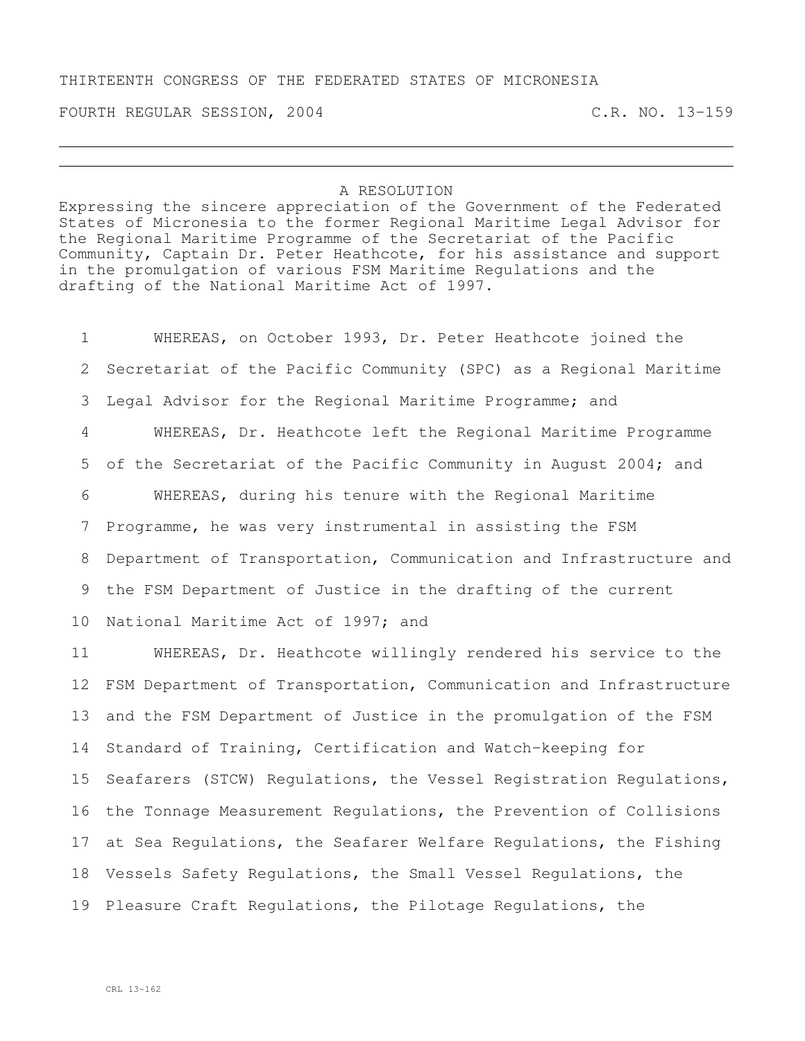THIRTEENTH CONGRESS OF THE FEDERATED STATES OF MICRONESIA

FOURTH REGULAR SESSION, 2004 C.R. NO. 13-159

A RESOLUTION

Expressing the sincere appreciation of the Government of the Federated States of Micronesia to the former Regional Maritime Legal Advisor for the Regional Maritime Programme of the Secretariat of the Pacific Community, Captain Dr. Peter Heathcote, for his assistance and support in the promulgation of various FSM Maritime Regulations and the drafting of the National Maritime Act of 1997.

1 WHEREAS, on October 1993, Dr. Peter Heathcote joined the
2 Secretariat of the Pacific Community (SPC) as a Regional Maritime
3 Legal Advisor for the Regional Maritime Programme; and
4 WHEREAS, Dr. Heathcote left the Regional Maritime Programme
5 of the Secretariat of the Pacific Community in August 2004; and
6 WHEREAS, during his tenure with the Regional Maritime
7 Programme, he was very instrumental in assisting the FSM
8 Department of Transportation, Communication and Infrastructure and
9 the FSM Department of Justice in the drafting of the current
10 National Maritime Act of 1997; and
11 WHEREAS, Dr. Heathcote willingly rendered his service to the
12 FSM Department of Transportation, Communication and Infrastructure
13 and the FSM Department of Justice in the promulgation of the FSM
14 Standard of Training, Certification and Watch-keeping for
15 Seafarers (STCW) Regulations, the Vessel Registration Regulations,
16 the Tonnage Measurement Regulations, the Prevention of Collisions
17 at Sea Regulations, the Seafarer Welfare Regulations, the Fishing
18 Vessels Safety Regulations, the Small Vessel Regulations, the
19 Pleasure Craft Regulations, the Pilotage Regulations, the

CRL 13-162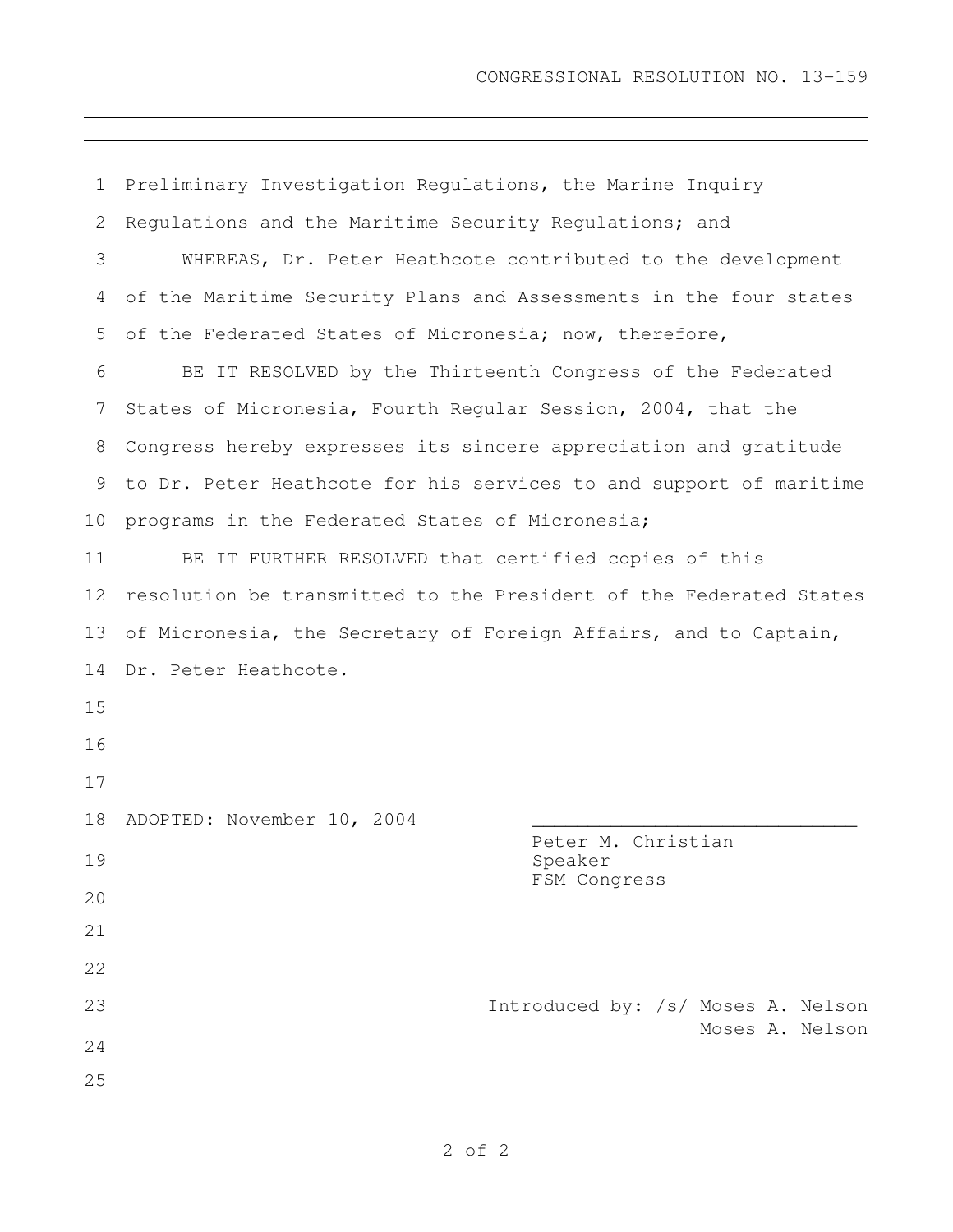Preliminary Investigation Regulations, the Marine Inquiry Regulations and the Maritime Security Regulations; and

WHEREAS, Dr. Peter Heathcote contributed to the development of the Maritime Security Plans and Assessments in the four states of the Federated States of Micronesia; now, therefore,

BE IT RESOLVED by the Thirteenth Congress of the Federated States of Micronesia, Fourth Regular Session, 2004, that the Congress hereby expresses its sincere appreciation and gratitude to Dr. Peter Heathcote for his services to and support of maritime programs in the Federated States of Micronesia;

BE IT FURTHER RESOLVED that certified copies of this resolution be transmitted to the President of the Federated States of Micronesia, the Secretary of Foreign Affairs, and to Captain, Dr. Peter Heathcote.

ADOPTED: November 10, 2004

\_\_\_\_\_\_\_\_\_\_\_\_\_\_\_\_\_\_\_\_\_\_\_\_\_\_\_\_
Peter M. Christian
Speaker
FSM Congress

Introduced by: /s/ Moses A. Nelson
Moses A. Nelson